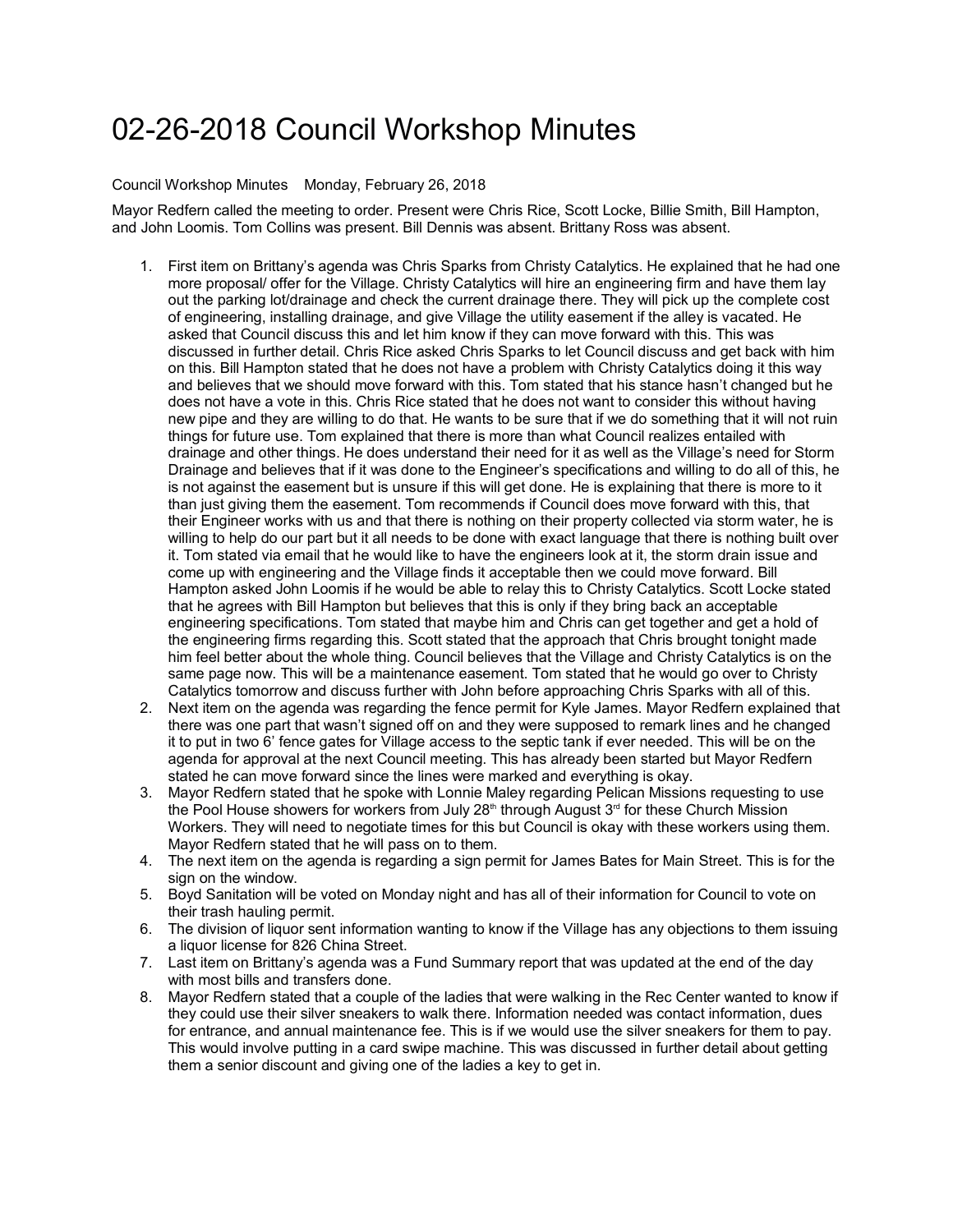# 02-26-2018 Council Workshop Minutes

Council Workshop Minutes    Monday, February 26, 2018

Mayor Redfern called the meeting to order. Present were Chris Rice, Scott Locke, Billie Smith, Bill Hampton, and John Loomis. Tom Collins was present. Bill Dennis was absent. Brittany Ross was absent.

1. First item on Brittany's agenda was Chris Sparks from Christy Catalytics. He explained that he had one more proposal/ offer for the Village. Christy Catalytics will hire an engineering firm and have them lay out the parking lot/drainage and check the current drainage there. They will pick up the complete cost of engineering, installing drainage, and give Village the utility easement if the alley is vacated. He asked that Council discuss this and let him know if they can move forward with this. This was discussed in further detail. Chris Rice asked Chris Sparks to let Council discuss and get back with him on this. Bill Hampton stated that he does not have a problem with Christy Catalytics doing it this way and believes that we should move forward with this. Tom stated that his stance hasn't changed but he does not have a vote in this. Chris Rice stated that he does not want to consider this without having new pipe and they are willing to do that. He wants to be sure that if we do something that it will not ruin things for future use. Tom explained that there is more than what Council realizes entailed with drainage and other things. He does understand their need for it as well as the Village's need for Storm Drainage and believes that if it was done to the Engineer's specifications and willing to do all of this, he is not against the easement but is unsure if this will get done. He is explaining that there is more to it than just giving them the easement. Tom recommends if Council does move forward with this, that their Engineer works with us and that there is nothing on their property collected via storm water, he is willing to help do our part but it all needs to be done with exact language that there is nothing built over it. Tom stated via email that he would like to have the engineers look at it, the storm drain issue and come up with engineering and the Village finds it acceptable then we could move forward. Bill Hampton asked John Loomis if he would be able to relay this to Christy Catalytics. Scott Locke stated that he agrees with Bill Hampton but believes that this is only if they bring back an acceptable engineering specifications. Tom stated that maybe him and Chris can get together and get a hold of the engineering firms regarding this. Scott stated that the approach that Chris brought tonight made him feel better about the whole thing. Council believes that the Village and Christy Catalytics is on the same page now. This will be a maintenance easement. Tom stated that he would go over to Christy Catalytics tomorrow and discuss further with John before approaching Chris Sparks with all of this.
2. Next item on the agenda was regarding the fence permit for Kyle James. Mayor Redfern explained that there was one part that wasn't signed off on and they were supposed to remark lines and he changed it to put in two 6' fence gates for Village access to the septic tank if ever needed. This will be on the agenda for approval at the next Council meeting. This has already been started but Mayor Redfern stated he can move forward since the lines were marked and everything is okay.
3. Mayor Redfern stated that he spoke with Lonnie Maley regarding Pelican Missions requesting to use the Pool House showers for workers from July 28th through August 3rd for these Church Mission Workers. They will need to negotiate times for this but Council is okay with these workers using them. Mayor Redfern stated that he will pass on to them.
4. The next item on the agenda is regarding a sign permit for James Bates for Main Street. This is for the sign on the window.
5. Boyd Sanitation will be voted on Monday night and has all of their information for Council to vote on their trash hauling permit.
6. The division of liquor sent information wanting to know if the Village has any objections to them issuing a liquor license for 826 China Street.
7. Last item on Brittany's agenda was a Fund Summary report that was updated at the end of the day with most bills and transfers done.
8. Mayor Redfern stated that a couple of the ladies that were walking in the Rec Center wanted to know if they could use their silver sneakers to walk there. Information needed was contact information, dues for entrance, and annual maintenance fee. This is if we would use the silver sneakers for them to pay. This would involve putting in a card swipe machine. This was discussed in further detail about getting them a senior discount and giving one of the ladies a key to get in.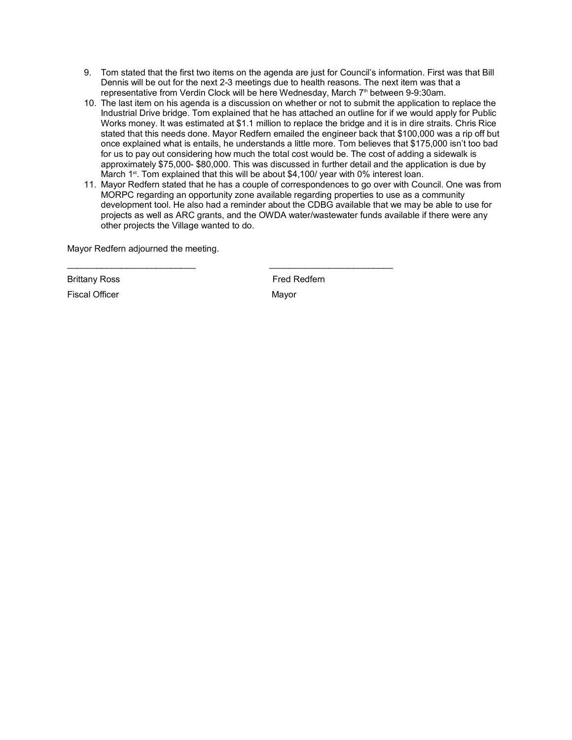9. Tom stated that the first two items on the agenda are just for Council's information. First was that Bill Dennis will be out for the next 2-3 meetings due to health reasons. The next item was that a representative from Verdin Clock will be here Wednesday, March 7th between 9-9:30am.
10. The last item on his agenda is a discussion on whether or not to submit the application to replace the Industrial Drive bridge. Tom explained that he has attached an outline for if we would apply for Public Works money. It was estimated at $1.1 million to replace the bridge and it is in dire straits. Chris Rice stated that this needs done. Mayor Redfern emailed the engineer back that $100,000 was a rip off but once explained what is entails, he understands a little more. Tom believes that $175,000 isn't too bad for us to pay out considering how much the total cost would be. The cost of adding a sidewalk is approximately $75,000- $80,000. This was discussed in further detail and the application is due by March 1st. Tom explained that this will be about $4,100/ year with 0% interest loan.
11. Mayor Redfern stated that he has a couple of correspondences to go over with Council. One was from MORPC regarding an opportunity zone available regarding properties to use as a community development tool. He also had a reminder about the CDBG available that we may be able to use for projects as well as ARC grants, and the OWDA water/wastewater funds available if there were any other projects the Village wanted to do.

Mayor Redfern adjourned the meeting.

\_\_\_\_\_\_\_\_\_\_\_\_\_\_\_\_\_\_\_\_\_\_\_\_\_ \_\_\_\_\_\_\_\_\_\_\_\_\_\_\_\_\_\_\_\_\_\_\_\_\_

Brittany Ross — Fiscal Officer

Fred Redfern — Mayor